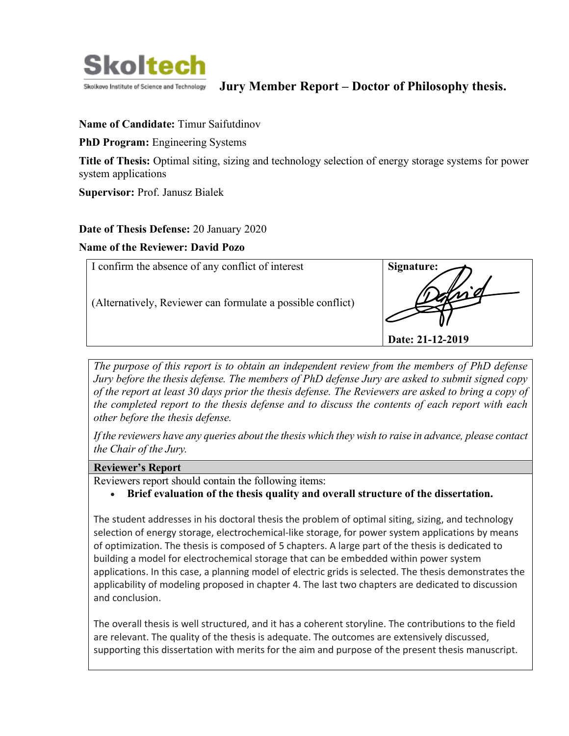**Skoltech**

Skolkovo Institute of Science and Technology

# Jury Member Report – Doctor of Philosophy thesis.

**Name of Candidate:** Timur Saifutdinov

**PhD Program:** Engineering Systems

**Title of Thesis:** Optimal siting, sizing and technology selection of energy storage systems for power system applications

**Supervisor:** Prof. Janusz Bialek

**Date of Thesis Defense:** 20 January 2020

**Name of the Reviewer: David Pozo**

| I confirm the absence of any conflict of interest<br><br>(Alternatively, Reviewer can formulate a possible conflict) | **Signature:**<br><br>**Date: 21-12-2019** |
|---|---|

*The purpose of this report is to obtain an independent review from the members of PhD defense Jury before the thesis defense. The members of PhD defense Jury are asked to submit signed copy of the report at least 30 days prior the thesis defense. The Reviewers are asked to bring a copy of the completed report to the thesis defense and to discuss the contents of each report with each other before the thesis defense.*

*If the reviewers have any queries about the thesis which they wish to raise in advance, please contact the Chair of the Jury.*

**Reviewer's Report**

Reviewers report should contain the following items:

- **Brief evaluation of the thesis quality and overall structure of the dissertation.**

The student addresses in his doctoral thesis the problem of optimal siting, sizing, and technology selection of energy storage, electrochemical-like storage, for power system applications by means of optimization. The thesis is composed of 5 chapters. A large part of the thesis is dedicated to building a model for electrochemical storage that can be embedded within power system applications. In this case, a planning model of electric grids is selected. The thesis demonstrates the applicability of modeling proposed in chapter 4. The last two chapters are dedicated to discussion and conclusion.

The overall thesis is well structured, and it has a coherent storyline. The contributions to the field are relevant. The quality of the thesis is adequate. The outcomes are extensively discussed, supporting this dissertation with merits for the aim and purpose of the present thesis manuscript.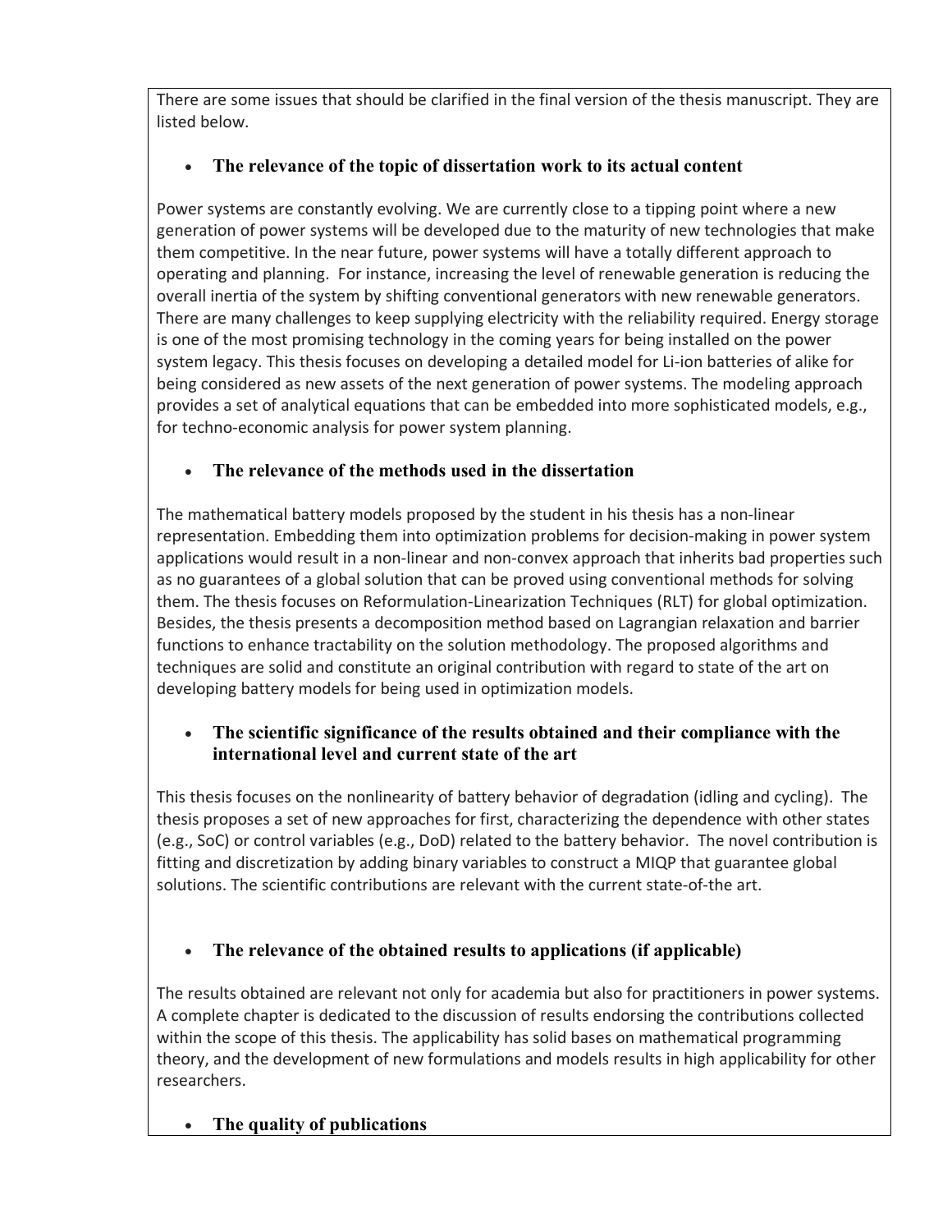There are some issues that should be clarified in the final version of the thesis manuscript. They are listed below.

- **The relevance of the topic of dissertation work to its actual content**

Power systems are constantly evolving. We are currently close to a tipping point where a new generation of power systems will be developed due to the maturity of new technologies that make them competitive. In the near future, power systems will have a totally different approach to operating and planning. For instance, increasing the level of renewable generation is reducing the overall inertia of the system by shifting conventional generators with new renewable generators. There are many challenges to keep supplying electricity with the reliability required. Energy storage is one of the most promising technology in the coming years for being installed on the power system legacy. This thesis focuses on developing a detailed model for Li-ion batteries of alike for being considered as new assets of the next generation of power systems. The modeling approach provides a set of analytical equations that can be embedded into more sophisticated models, e.g., for techno-economic analysis for power system planning.

- **The relevance of the methods used in the dissertation**

The mathematical battery models proposed by the student in his thesis has a non-linear representation. Embedding them into optimization problems for decision-making in power system applications would result in a non-linear and non-convex approach that inherits bad properties such as no guarantees of a global solution that can be proved using conventional methods for solving them. The thesis focuses on Reformulation-Linearization Techniques (RLT) for global optimization. Besides, the thesis presents a decomposition method based on Lagrangian relaxation and barrier functions to enhance tractability on the solution methodology. The proposed algorithms and techniques are solid and constitute an original contribution with regard to state of the art on developing battery models for being used in optimization models.

- **The scientific significance of the results obtained and their compliance with the international level and current state of the art**

This thesis focuses on the nonlinearity of battery behavior of degradation (idling and cycling). The thesis proposes a set of new approaches for first, characterizing the dependence with other states (e.g., SoC) or control variables (e.g., DoD) related to the battery behavior. The novel contribution is fitting and discretization by adding binary variables to construct a MIQP that guarantee global solutions. The scientific contributions are relevant with the current state-of-the art.

- **The relevance of the obtained results to applications (if applicable)**

The results obtained are relevant not only for academia but also for practitioners in power systems. A complete chapter is dedicated to the discussion of results endorsing the contributions collected within the scope of this thesis. The applicability has solid bases on mathematical programming theory, and the development of new formulations and models results in high applicability for other researchers.

- **The quality of publications**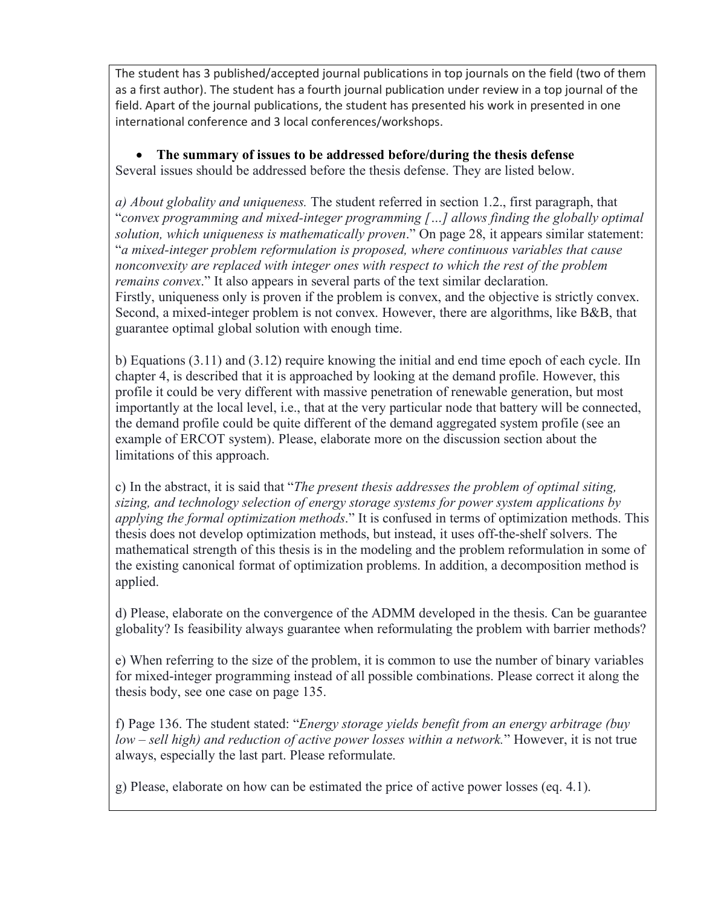The student has 3 published/accepted journal publications in top journals on the field (two of them as a first author). The student has a fourth journal publication under review in a top journal of the field. Apart of the journal publications, the student has presented his work in presented in one international conference and 3 local conferences/workshops.

- **The summary of issues to be addressed before/during the thesis defense**

Several issues should be addressed before the thesis defense. They are listed below.

*a) About globality and uniqueness.* The student referred in section 1.2., first paragraph, that "*convex programming and mixed-integer programming […] allows finding the globally optimal solution, which uniqueness is mathematically proven*." On page 28, it appears similar statement: "*a mixed-integer problem reformulation is proposed, where continuous variables that cause nonconvexity are replaced with integer ones with respect to which the rest of the problem remains convex*." It also appears in several parts of the text similar declaration.
Firstly, uniqueness only is proven if the problem is convex, and the objective is strictly convex. Second, a mixed-integer problem is not convex. However, there are algorithms, like B&B, that guarantee optimal global solution with enough time.

b) Equations (3.11) and (3.12) require knowing the initial and end time epoch of each cycle. IIn chapter 4, is described that it is approached by looking at the demand profile. However, this profile it could be very different with massive penetration of renewable generation, but most importantly at the local level, i.e., that at the very particular node that battery will be connected, the demand profile could be quite different of the demand aggregated system profile (see an example of ERCOT system). Please, elaborate more on the discussion section about the limitations of this approach.

c) In the abstract, it is said that "*The present thesis addresses the problem of optimal siting, sizing, and technology selection of energy storage systems for power system applications by applying the formal optimization methods*." It is confused in terms of optimization methods. This thesis does not develop optimization methods, but instead, it uses off-the-shelf solvers. The mathematical strength of this thesis is in the modeling and the problem reformulation in some of the existing canonical format of optimization problems. In addition, a decomposition method is applied.

d) Please, elaborate on the convergence of the ADMM developed in the thesis. Can be guarantee globality? Is feasibility always guarantee when reformulating the problem with barrier methods?

e) When referring to the size of the problem, it is common to use the number of binary variables for mixed-integer programming instead of all possible combinations. Please correct it along the thesis body, see one case on page 135.

f) Page 136. The student stated: "*Energy storage yields benefit from an energy arbitrage (buy low – sell high) and reduction of active power losses within a network.*" However, it is not true always, especially the last part. Please reformulate.

g) Please, elaborate on how can be estimated the price of active power losses (eq. 4.1).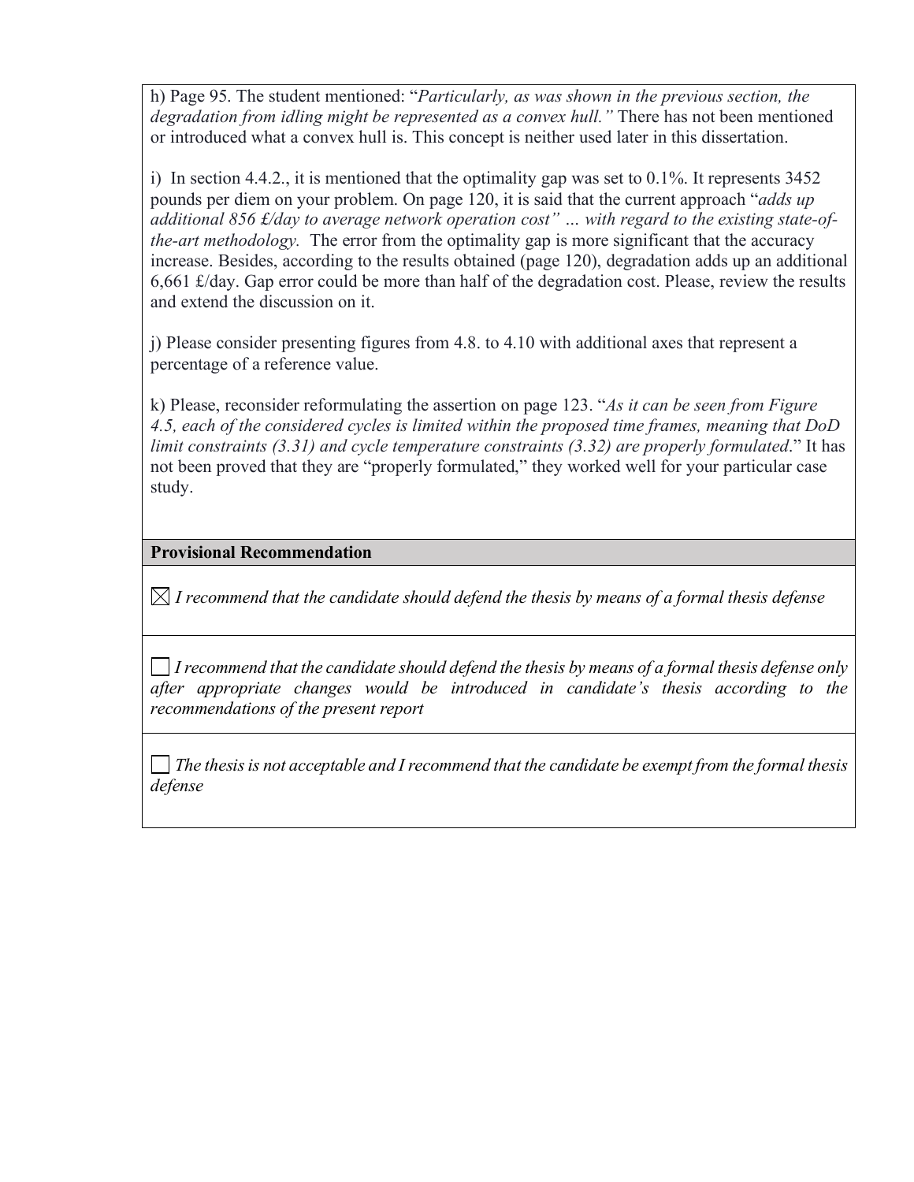h) Page 95. The student mentioned: "*Particularly, as was shown in the previous section, the degradation from idling might be represented as a convex hull.*" There has not been mentioned or introduced what a convex hull is. This concept is neither used later in this dissertation.

i) In section 4.4.2., it is mentioned that the optimality gap was set to 0.1%. It represents 3452 pounds per diem on your problem. On page 120, it is said that the current approach "*adds up additional 856 £/day to average network operation cost" … with regard to the existing state-of-the-art methodology.* The error from the optimality gap is more significant that the accuracy increase. Besides, according to the results obtained (page 120), degradation adds up an additional 6,661 £/day. Gap error could be more than half of the degradation cost. Please, review the results and extend the discussion on it.

j) Please consider presenting figures from 4.8. to 4.10 with additional axes that represent a percentage of a reference value.

k) Please, reconsider reformulating the assertion on page 123. "*As it can be seen from Figure 4.5, each of the considered cycles is limited within the proposed time frames, meaning that DoD limit constraints (3.31) and cycle temperature constraints (3.32) are properly formulated*." It has not been proved that they are "properly formulated," they worked well for your particular case study.

**Provisional Recommendation**

☒ *I recommend that the candidate should defend the thesis by means of a formal thesis defense*

☐ *I recommend that the candidate should defend the thesis by means of a formal thesis defense only after appropriate changes would be introduced in candidate's thesis according to the recommendations of the present report*

☐ *The thesis is not acceptable and I recommend that the candidate be exempt from the formal thesis defense*